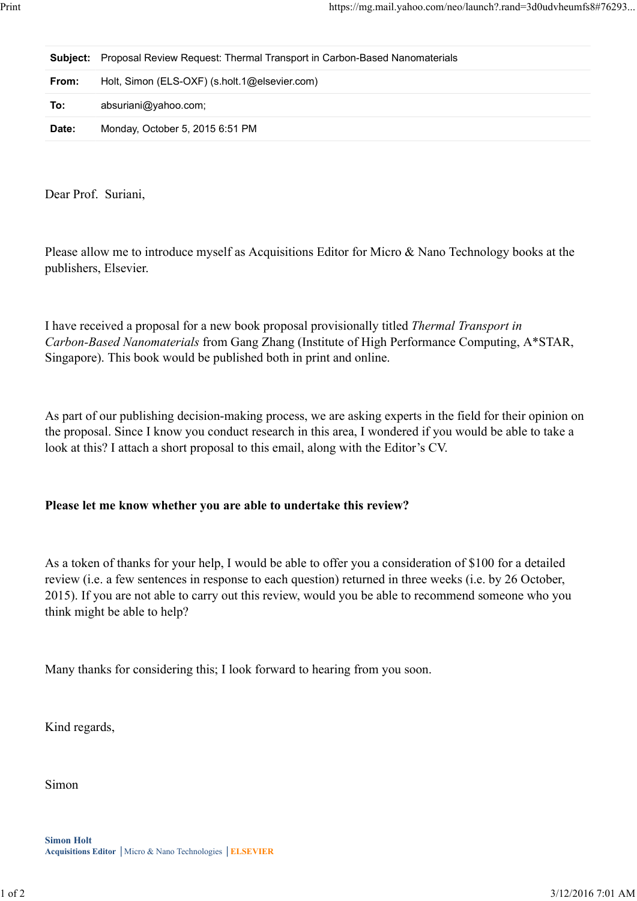| | |
|---|---|
| **Subject:** | Proposal Review Request: Thermal Transport in Carbon-Based Nanomaterials |
| **From:** | Holt, Simon (ELS-OXF) (s.holt.1@elsevier.com) |
| **To:** | absuriani@yahoo.com; |
| **Date:** | Monday, October 5, 2015 6:51 PM |

Dear Prof.  Suriani,

Please allow me to introduce myself as Acquisitions Editor for Micro & Nano Technology books at the publishers, Elsevier.

I have received a proposal for a new book proposal provisionally titled *Thermal Transport in Carbon-Based Nanomaterials* from Gang Zhang (Institute of High Performance Computing, A*STAR, Singapore). This book would be published both in print and online.

As part of our publishing decision-making process, we are asking experts in the field for their opinion on the proposal. Since I know you conduct research in this area, I wondered if you would be able to take a look at this? I attach a short proposal to this email, along with the Editor's CV.

**Please let me know whether you are able to undertake this review?**

As a token of thanks for your help, I would be able to offer you a consideration of $100 for a detailed review (i.e. a few sentences in response to each question) returned in three weeks (i.e. by 26 October, 2015). If you are not able to carry out this review, would you be able to recommend someone who you think might be able to help?

Many thanks for considering this; I look forward to hearing from you soon.

Kind regards,

Simon

**Simon Holt**
**Acquisitions Editor** | Micro & Nano Technologies | **ELSEVIER**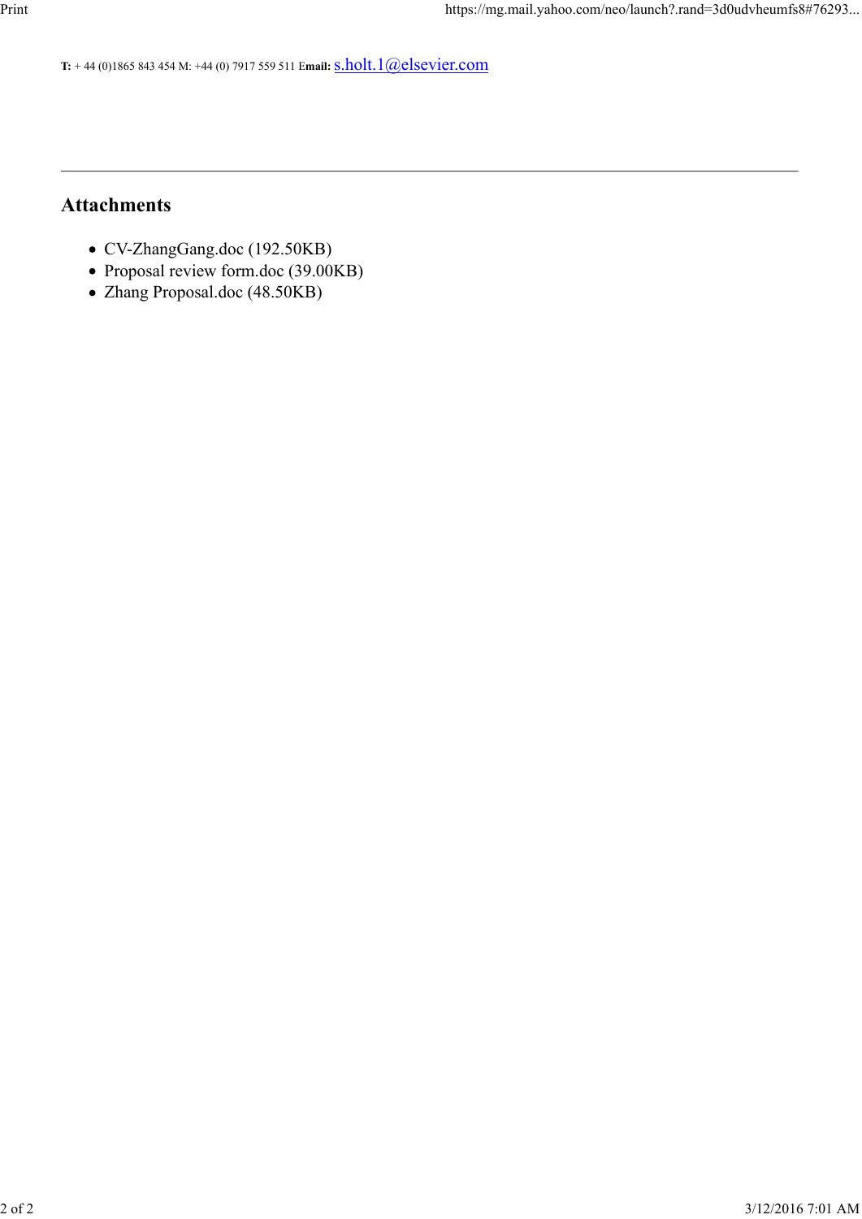**T:** + 44 (0)1865 843 454 M: +44 (0) 7917 559 511 E**mail:** s.holt.1@elsevier.com

---

## Attachments

- CV-ZhangGang.doc (192.50KB)
- Proposal review form.doc (39.00KB)
- Zhang Proposal.doc (48.50KB)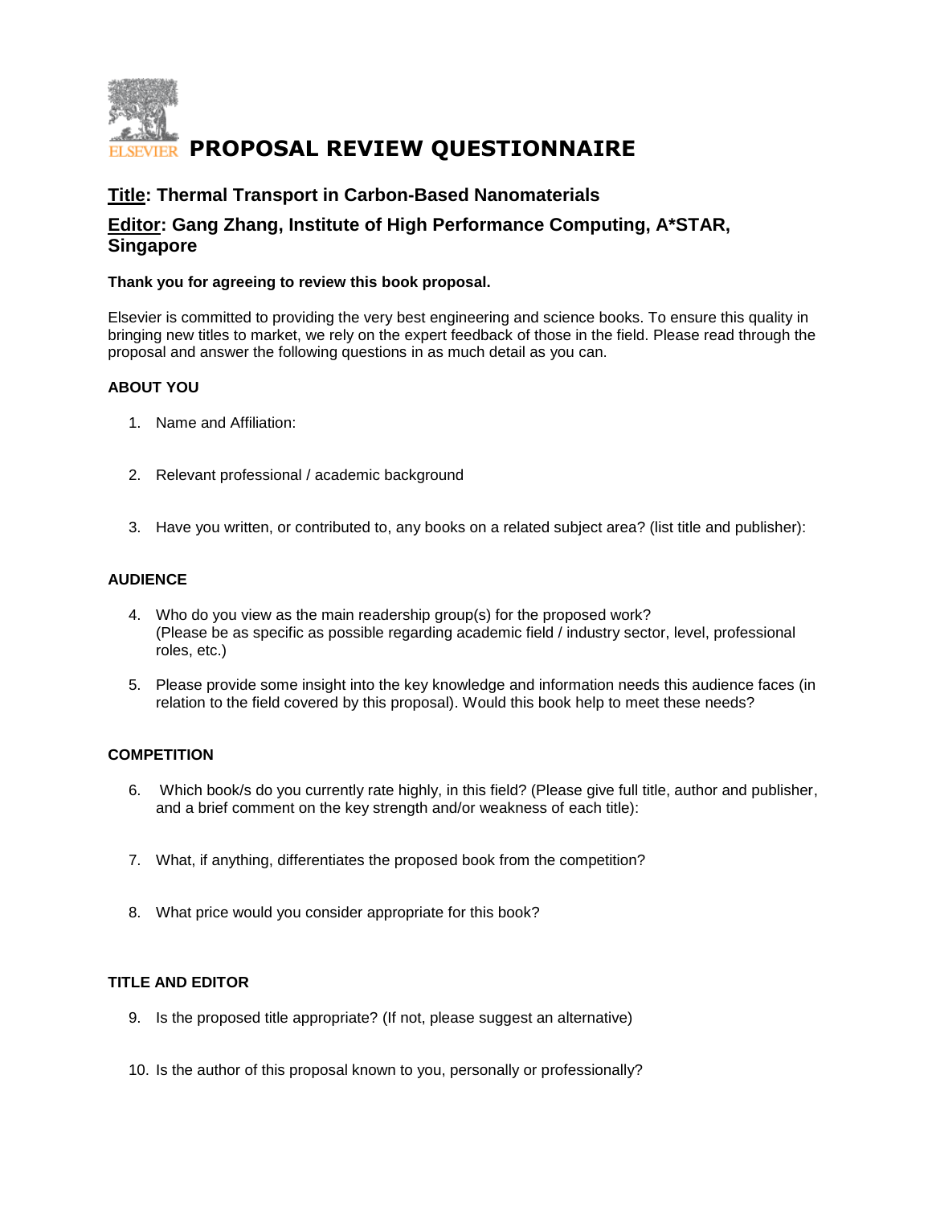# PROPOSAL REVIEW QUESTIONNAIRE

**Title: Thermal Transport in Carbon-Based Nanomaterials**

**Editor: Gang Zhang, Institute of High Performance Computing, A*STAR, Singapore**

**Thank you for agreeing to review this book proposal.**

Elsevier is committed to providing the very best engineering and science books. To ensure this quality in bringing new titles to market, we rely on the expert feedback of those in the field. Please read through the proposal and answer the following questions in as much detail as you can.

### ABOUT YOU

1. Name and Affiliation:

2. Relevant professional / academic background

3. Have you written, or contributed to, any books on a related subject area? (list title and publisher):

### AUDIENCE

4. Who do you view as the main readership group(s) for the proposed work? (Please be as specific as possible regarding academic field / industry sector, level, professional roles, etc.)

5. Please provide some insight into the key knowledge and information needs this audience faces (in relation to the field covered by this proposal). Would this book help to meet these needs?

### COMPETITION

6. Which book/s do you currently rate highly, in this field? (Please give full title, author and publisher, and a brief comment on the key strength and/or weakness of each title):

7. What, if anything, differentiates the proposed book from the competition?

8. What price would you consider appropriate for this book?

### TITLE AND EDITOR

9. Is the proposed title appropriate? (If not, please suggest an alternative)

10. Is the author of this proposal known to you, personally or professionally?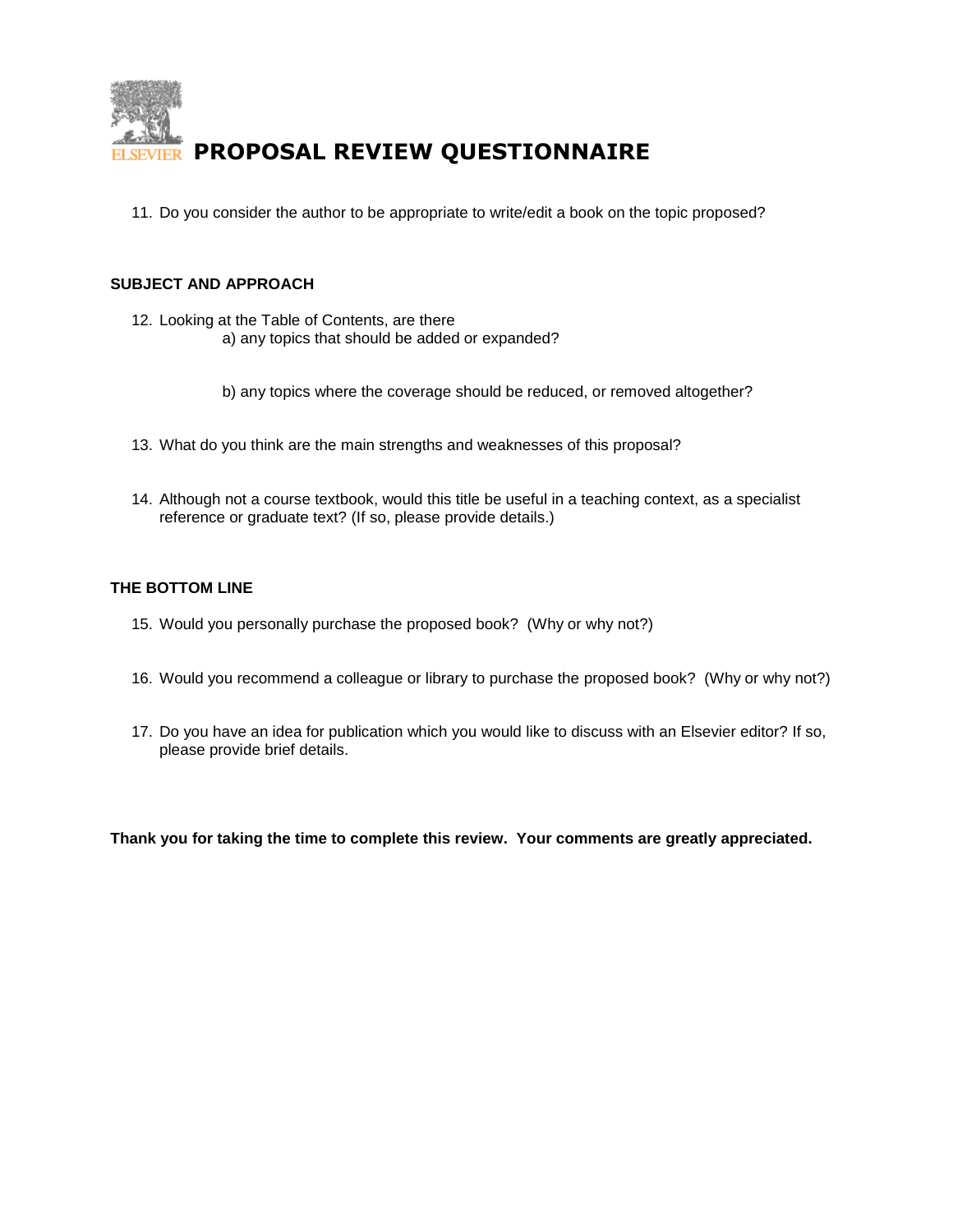# PROPOSAL REVIEW QUESTIONNAIRE

11. Do you consider the author to be appropriate to write/edit a book on the topic proposed?

## SUBJECT AND APPROACH

12. Looking at the Table of Contents, are there
    a) any topics that should be added or expanded?

    b) any topics where the coverage should be reduced, or removed altogether?

13. What do you think are the main strengths and weaknesses of this proposal?

14. Although not a course textbook, would this title be useful in a teaching context, as a specialist reference or graduate text? (If so, please provide details.)

## THE BOTTOM LINE

15. Would you personally purchase the proposed book? (Why or why not?)

16. Would you recommend a colleague or library to purchase the proposed book? (Why or why not?)

17. Do you have an idea for publication which you would like to discuss with an Elsevier editor? If so, please provide brief details.

**Thank you for taking the time to complete this review. Your comments are greatly appreciated.**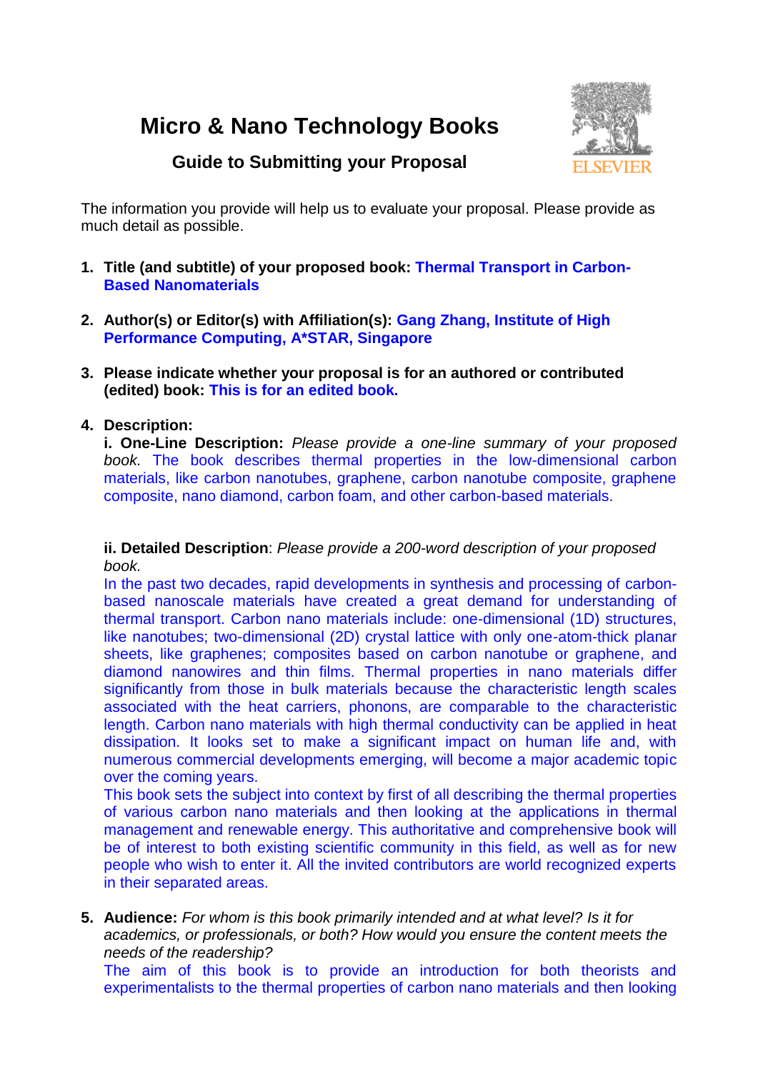# Micro & Nano Technology Books

## Guide to Submitting your Proposal

ELSEVIER

The information you provide will help us to evaluate your proposal. Please provide as much detail as possible.

1. **Title (and subtitle) of your proposed book: Thermal Transport in Carbon-Based Nanomaterials**

2. **Author(s) or Editor(s) with Affiliation(s): Gang Zhang, Institute of High Performance Computing, A*STAR, Singapore**

3. **Please indicate whether your proposal is for an authored or contributed (edited) book: This is for an edited book.**

4. **Description:**

   **i. One-Line Description:** *Please provide a one-line summary of your proposed book.* The book describes thermal properties in the low-dimensional carbon materials, like carbon nanotubes, graphene, carbon nanotube composite, graphene composite, nano diamond, carbon foam, and other carbon-based materials.

   **ii. Detailed Description**: *Please provide a 200-word description of your proposed book.*

   In the past two decades, rapid developments in synthesis and processing of carbon-based nanoscale materials have created a great demand for understanding of thermal transport. Carbon nano materials include: one-dimensional (1D) structures, like nanotubes; two-dimensional (2D) crystal lattice with only one-atom-thick planar sheets, like graphenes; composites based on carbon nanotube or graphene, and diamond nanowires and thin films. Thermal properties in nano materials differ significantly from those in bulk materials because the characteristic length scales associated with the heat carriers, phonons, are comparable to the characteristic length. Carbon nano materials with high thermal conductivity can be applied in heat dissipation. It looks set to make a significant impact on human life and, with numerous commercial developments emerging, will become a major academic topic over the coming years.

   This book sets the subject into context by first of all describing the thermal properties of various carbon nano materials and then looking at the applications in thermal management and renewable energy. This authoritative and comprehensive book will be of interest to both existing scientific community in this field, as well as for new people who wish to enter it. All the invited contributors are world recognized experts in their separated areas.

5. **Audience:** *For whom is this book primarily intended and at what level? Is it for academics, or professionals, or both? How would you ensure the content meets the needs of the readership?*

   The aim of this book is to provide an introduction for both theorists and experimentalists to the thermal properties of carbon nano materials and then looking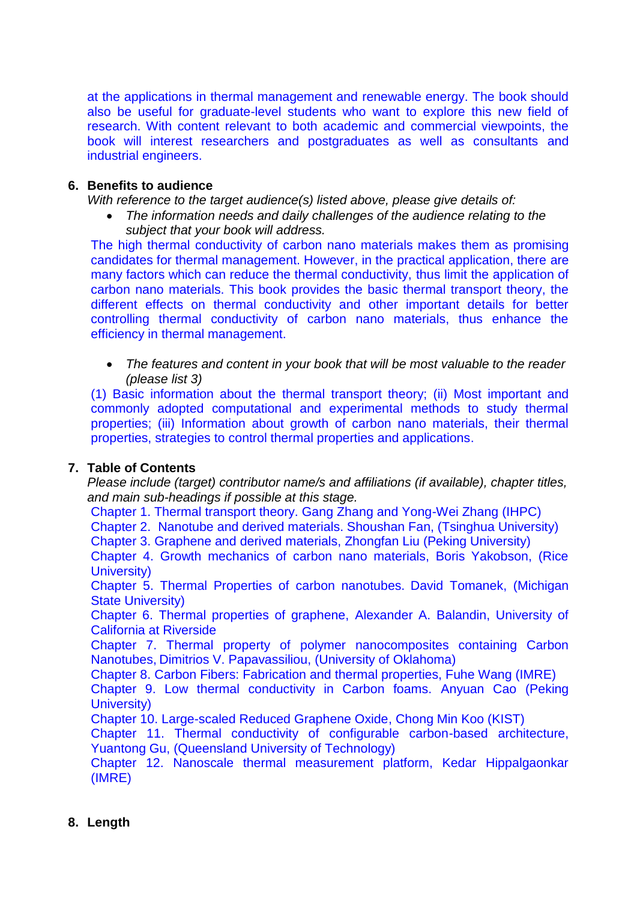at the applications in thermal management and renewable energy. The book should also be useful for graduate-level students who want to explore this new field of research. With content relevant to both academic and commercial viewpoints, the book will interest researchers and postgraduates as well as consultants and industrial engineers.

## 6. Benefits to audience

*With reference to the target audience(s) listed above, please give details of:*

- *The information needs and daily challenges of the audience relating to the subject that your book will address.*

The high thermal conductivity of carbon nano materials makes them as promising candidates for thermal management. However, in the practical application, there are many factors which can reduce the thermal conductivity, thus limit the application of carbon nano materials. This book provides the basic thermal transport theory, the different effects on thermal conductivity and other important details for better controlling thermal conductivity of carbon nano materials, thus enhance the efficiency in thermal management.

- *The features and content in your book that will be most valuable to the reader (please list 3)*

(1) Basic information about the thermal transport theory; (ii) Most important and commonly adopted computational and experimental methods to study thermal properties; (iii) Information about growth of carbon nano materials, their thermal properties, strategies to control thermal properties and applications.

## 7. Table of Contents

*Please include (target) contributor name/s and affiliations (if available), chapter titles, and main sub-headings if possible at this stage.*

Chapter 1. Thermal transport theory. Gang Zhang and Yong-Wei Zhang (IHPC)
Chapter 2. Nanotube and derived materials. Shoushan Fan, (Tsinghua University)
Chapter 3. Graphene and derived materials, Zhongfan Liu (Peking University)
Chapter 4. Growth mechanics of carbon nano materials, Boris Yakobson, (Rice University)
Chapter 5. Thermal Properties of carbon nanotubes. David Tomanek, (Michigan State University)
Chapter 6. Thermal properties of graphene, Alexander A. Balandin, University of California at Riverside
Chapter 7. Thermal property of polymer nanocomposites containing Carbon Nanotubes, Dimitrios V. Papavassiliou, (University of Oklahoma)
Chapter 8. Carbon Fibers: Fabrication and thermal properties, Fuhe Wang (IMRE)
Chapter 9. Low thermal conductivity in Carbon foams. Anyuan Cao (Peking University)
Chapter 10. Large-scaled Reduced Graphene Oxide, Chong Min Koo (KIST)
Chapter 11. Thermal conductivity of configurable carbon-based architecture, Yuantong Gu, (Queensland University of Technology)
Chapter 12. Nanoscale thermal measurement platform, Kedar Hippalgaonkar (IMRE)

## 8. Length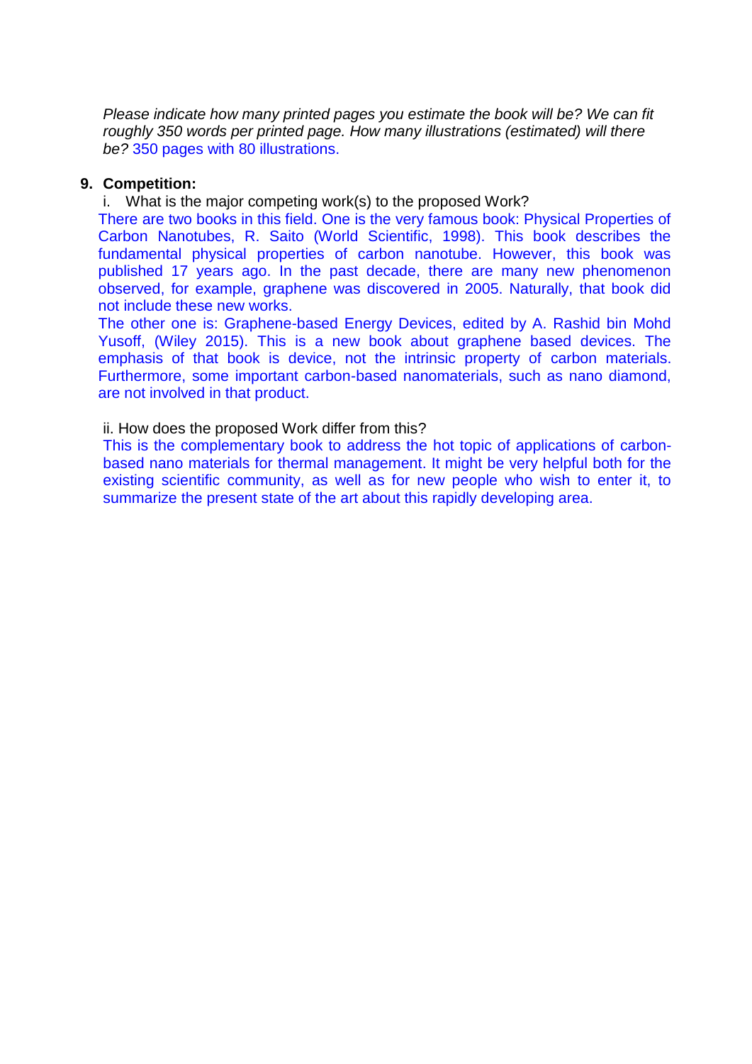*Please indicate how many printed pages you estimate the book will be? We can fit roughly 350 words per printed page. How many illustrations (estimated) will there be?* 350 pages with 80 illustrations.

**9. Competition:**

i. What is the major competing work(s) to the proposed Work?

There are two books in this field. One is the very famous book: Physical Properties of Carbon Nanotubes, R. Saito (World Scientific, 1998). This book describes the fundamental physical properties of carbon nanotube. However, this book was published 17 years ago. In the past decade, there are many new phenomenon observed, for example, graphene was discovered in 2005. Naturally, that book did not include these new works.

The other one is: Graphene-based Energy Devices, edited by A. Rashid bin Mohd Yusoff, (Wiley 2015). This is a new book about graphene based devices. The emphasis of that book is device, not the intrinsic property of carbon materials. Furthermore, some important carbon-based nanomaterials, such as nano diamond, are not involved in that product.

ii. How does the proposed Work differ from this?

This is the complementary book to address the hot topic of applications of carbon-based nano materials for thermal management. It might be very helpful both for the existing scientific community, as well as for new people who wish to enter it, to summarize the present state of the art about this rapidly developing area.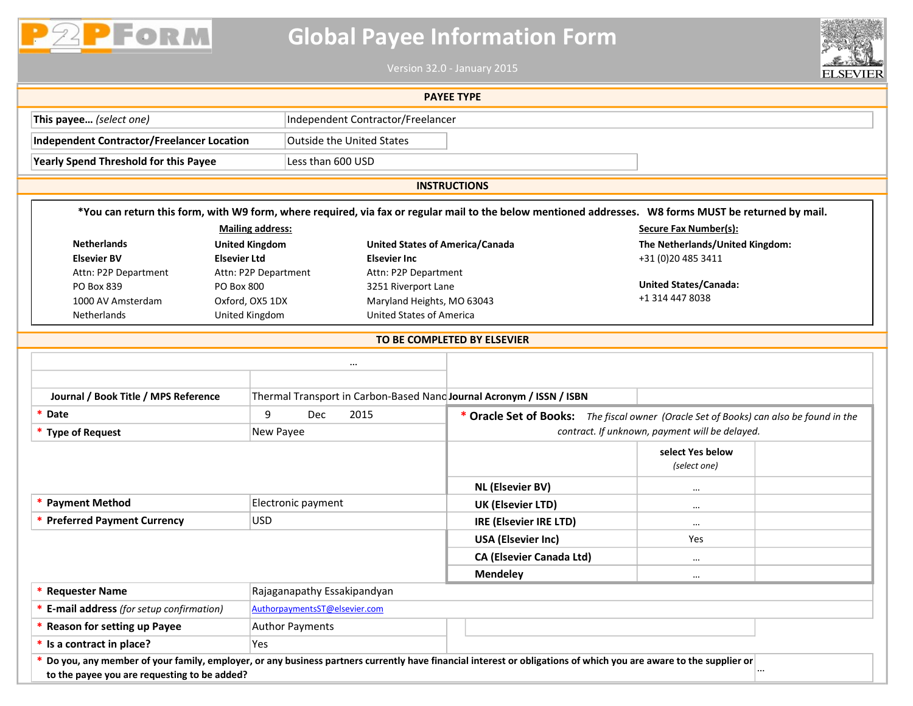# Global Payee Information Form

Version 32.0 - January 2015

## PAYEE TYPE

| | |
|---|---|
| **This payee…** *(select one)* | Independent Contractor/Freelancer |
| **Independent Contractor/Freelancer Location** | Outside the United States |
| **Yearly Spend Threshold for this Payee** | Less than 600 USD |

## INSTRUCTIONS

**\*You can return this form, with W9 form, where required, via fax or regular mail to the below mentioned addresses. W8 forms MUST be returned by mail.**

**Mailing address:**

**Netherlands**
**Elsevier BV**
Attn: P2P Department
PO Box 839
1000 AV Amsterdam
Netherlands

**United Kingdom**
**Elsevier Ltd**
Attn: P2P Department
PO Box 800
Oxford, OX5 1DX
United Kingdom

**United States of America/Canada**
**Elsevier Inc**
Attn: P2P Department
3251 Riverport Lane
Maryland Heights, MO 63043
United States of America

**Secure Fax Number(s):**

**The Netherlands/United Kingdom:**
+31 (0)20 485 3411

**United States/Canada:**
+1 314 447 8038

## TO BE COMPLETED BY ELSEVIER

| | |
|---|---|
| | … |
| **Journal / Book Title / MPS Reference** | Thermal Transport in Carbon-Based Nanc |
| **Journal Acronym / ISSN / ISBN** | |
| * **Date** | 9 Dec 2015 |
| * **Type of Request** | New Payee |
| * **Payment Method** | Electronic payment |
| * **Preferred Payment Currency** | USD |

\* **Oracle Set of Books:** *The fiscal owner (Oracle Set of Books) can also be found in the contract. If unknown, payment will be delayed.*

| | select Yes below *(select one)* |
|---|---|
| **NL (Elsevier BV)** | … |
| **UK (Elsevier LTD)** | … |
| **IRE (Elsevier IRE LTD)** | … |
| **USA (Elsevier Inc)** | Yes |
| **CA (Elsevier Canada Ltd)** | … |
| **Mendeley** | … |

| | |
|---|---|
| * **Requester Name** | Rajaganapathy Essakipandyan |
| * **E-mail address** *(for setup confirmation)* | AuthorpaymentsST@elsevier.com |
| * **Reason for setting up Payee** | Author Payments |
| * **Is a contract in place?** | Yes |
| * **Do you, any member of your family, employer, or any business partners currently have financial interest or obligations of which you are aware to the supplier or to the payee you are requesting to be added?** | … |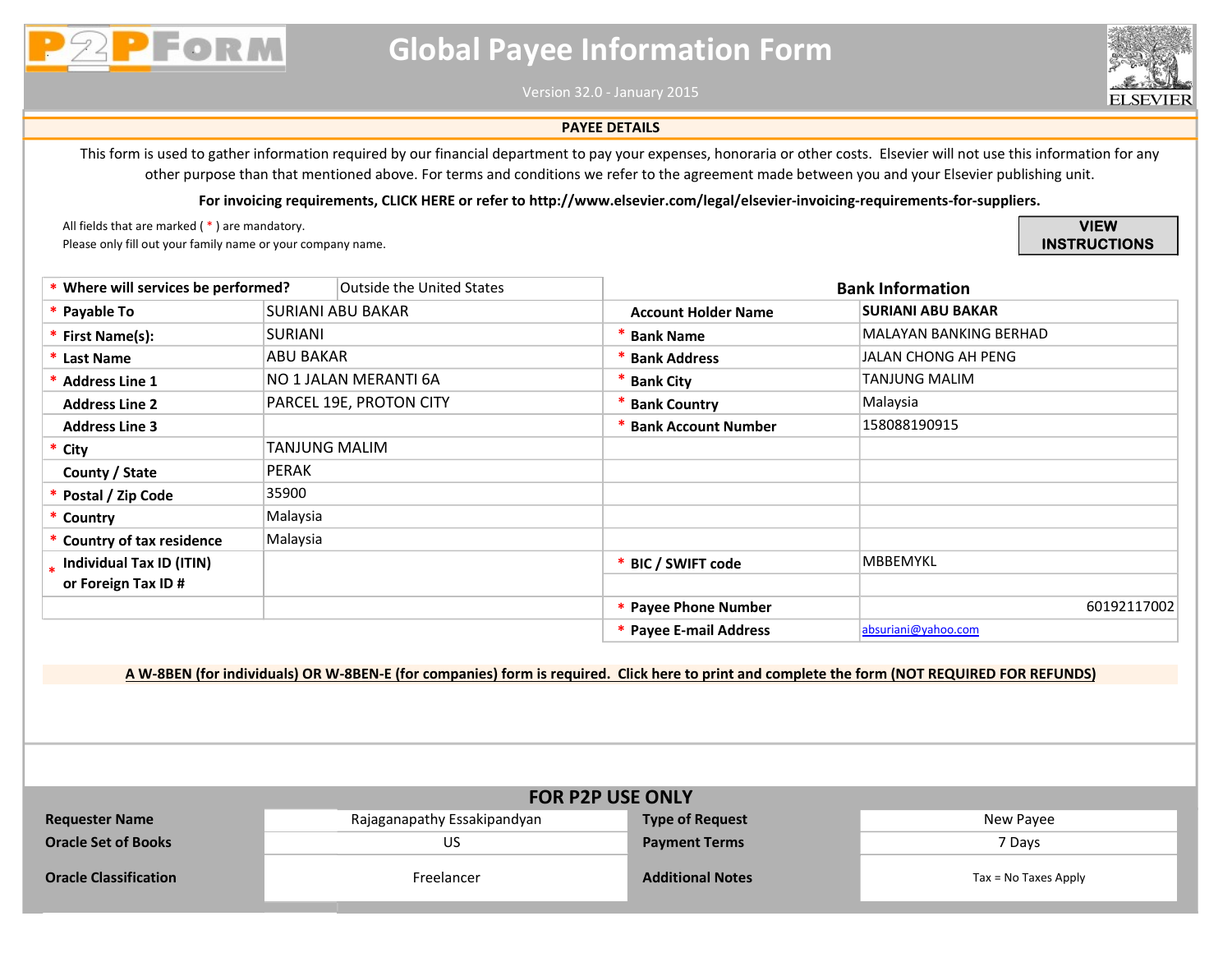# Global Payee Information Form

Version 32.0 - January 2015

ELSEVIER

## PAYEE DETAILS

This form is used to gather information required by our financial department to pay your expenses, honoraria or other costs. Elsevier will not use this information for any other purpose than that mentioned above. For terms and conditions we refer to the agreement made between you and your Elsevier publishing unit.

**For invoicing requirements, CLICK HERE or refer to http://www.elsevier.com/legal/elsevier-invoicing-requirements-for-suppliers.**

All fields that are marked ( * ) are mandatory.
Please only fill out your family name or your company name.

**VIEW INSTRUCTIONS**

| | | | |
|---|---|---|---|
| * **Where will services be performed?** | Outside the United States | **Bank Information** | |
| * **Payable To** | SURIANI ABU BAKAR | **Account Holder Name** | **SURIANI ABU BAKAR** |
| * **First Name(s):** | SURIANI | * **Bank Name** | MALAYAN BANKING BERHAD |
| * **Last Name** | ABU BAKAR | * **Bank Address** | JALAN CHONG AH PENG |
| * **Address Line 1** | NO 1 JALAN MERANTI 6A | * **Bank City** | TANJUNG MALIM |
| **Address Line 2** | PARCEL 19E, PROTON CITY | * **Bank Country** | Malaysia |
| **Address Line 3** | | * **Bank Account Number** | 158088190915 |
| * **City** | TANJUNG MALIM | | |
| **County / State** | PERAK | | |
| * **Postal / Zip Code** | 35900 | | |
| * **Country** | Malaysia | | |
| * **Country of tax residence** | Malaysia | | |
| * **Individual Tax ID (ITIN) or Foreign Tax ID #** | | * **BIC / SWIFT code** | MBBEMYKL |
| | | * **Payee Phone Number** | 60192117002 |
| | | * **Payee E-mail Address** | absuriani@yahoo.com |

**A W-8BEN (for individuals) OR W-8BEN-E (for companies) form is required. Click here to print and complete the form (NOT REQUIRED FOR REFUNDS)**

## FOR P2P USE ONLY

| | | | |
|---|---|---|---|
| **Requester Name** | Rajaganapathy Essakipandyan | **Type of Request** | New Payee |
| **Oracle Set of Books** | US | **Payment Terms** | 7 Days |
| **Oracle Classification** | Freelancer | **Additional Notes** | Tax = No Taxes Apply |